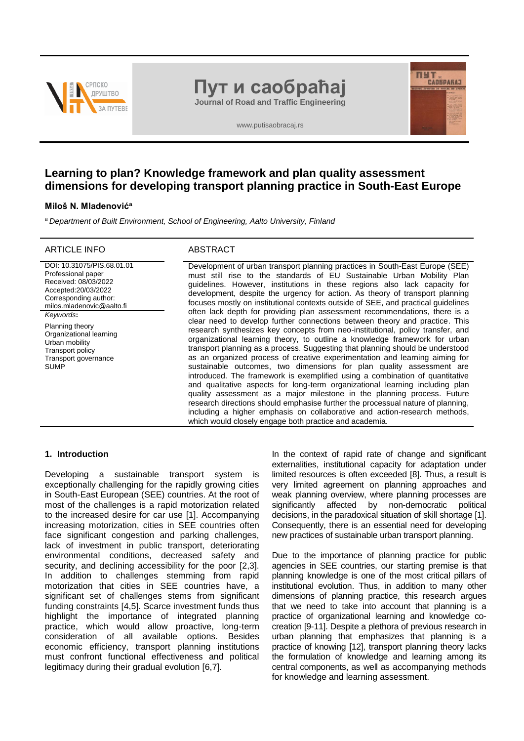# Learning to plan? Knowledge framework and plan quality assessment dimensions for developing transport planning practice in South-East Europe

**Miloš N. Mladenović**[a]

[a] *Department of Built Environment, School of Engineering, Aalto University, Finland*

## ARTICLE INFO

DOI: 10.31075/PIS.68.01.01
Professional paper
Received: 08/03/2022
Accepted:20/03/2022
Corresponding author:
milos.mladenovic@aalto.fi

*Keywords*:

Planning theory
Organizational learning
Urban mobility
Transport policy
Transport governance
SUMP

## ABSTRACT

Development of urban transport planning practices in South-East Europe (SEE) must still rise to the standards of EU Sustainable Urban Mobility Plan guidelines. However, institutions in these regions also lack capacity for development, despite the urgency for action. As theory of transport planning focuses mostly on institutional contexts outside of SEE, and practical guidelines often lack depth for providing plan assessment recommendations, there is a clear need to develop further connections between theory and practice. This research synthesizes key concepts from neo-institutional, policy transfer, and organizational learning theory, to outline a knowledge framework for urban transport planning as a process. Suggesting that planning should be understood as an organized process of creative experimentation and learning aiming for sustainable outcomes, two dimensions for plan quality assessment are introduced. The framework is exemplified using a combination of quantitative and qualitative aspects for long-term organizational learning including plan quality assessment as a major milestone in the planning process. Future research directions should emphasise further the processual nature of planning, including a higher emphasis on collaborative and action-research methods, which would closely engage both practice and academia.

## 1. Introduction

Developing a sustainable transport system is exceptionally challenging for the rapidly growing cities in South-East European (SEE) countries. At the root of most of the challenges is a rapid motorization related to the increased desire for car use [1]. Accompanying increasing motorization, cities in SEE countries often face significant congestion and parking challenges, lack of investment in public transport, deteriorating environmental conditions, decreased safety and security, and declining accessibility for the poor [2,3]. In addition to challenges stemming from rapid motorization that cities in SEE countries have, a significant set of challenges stems from significant funding constraints [4,5]. Scarce investment funds thus highlight the importance of integrated planning practice, which would allow proactive, long-term consideration of all available options. Besides economic efficiency, transport planning institutions must confront functional effectiveness and political legitimacy during their gradual evolution [6,7].

In the context of rapid rate of change and significant externalities, institutional capacity for adaptation under limited resources is often exceeded [8]. Thus, a result is very limited agreement on planning approaches and weak planning overview, where planning processes are significantly affected by non-democratic political decisions, in the paradoxical situation of skill shortage [1]. Consequently, there is an essential need for developing new practices of sustainable urban transport planning.

Due to the importance of planning practice for public agencies in SEE countries, our starting premise is that planning knowledge is one of the most critical pillars of institutional evolution. Thus, in addition to many other dimensions of planning practice, this research argues that we need to take into account that planning is a practice of organizational learning and knowledge co-creation [9-11]. Despite a plethora of previous research in urban planning that emphasizes that planning is a practice of knowing [12], transport planning theory lacks the formulation of knowledge and learning among its central components, as well as accompanying methods for knowledge and learning assessment.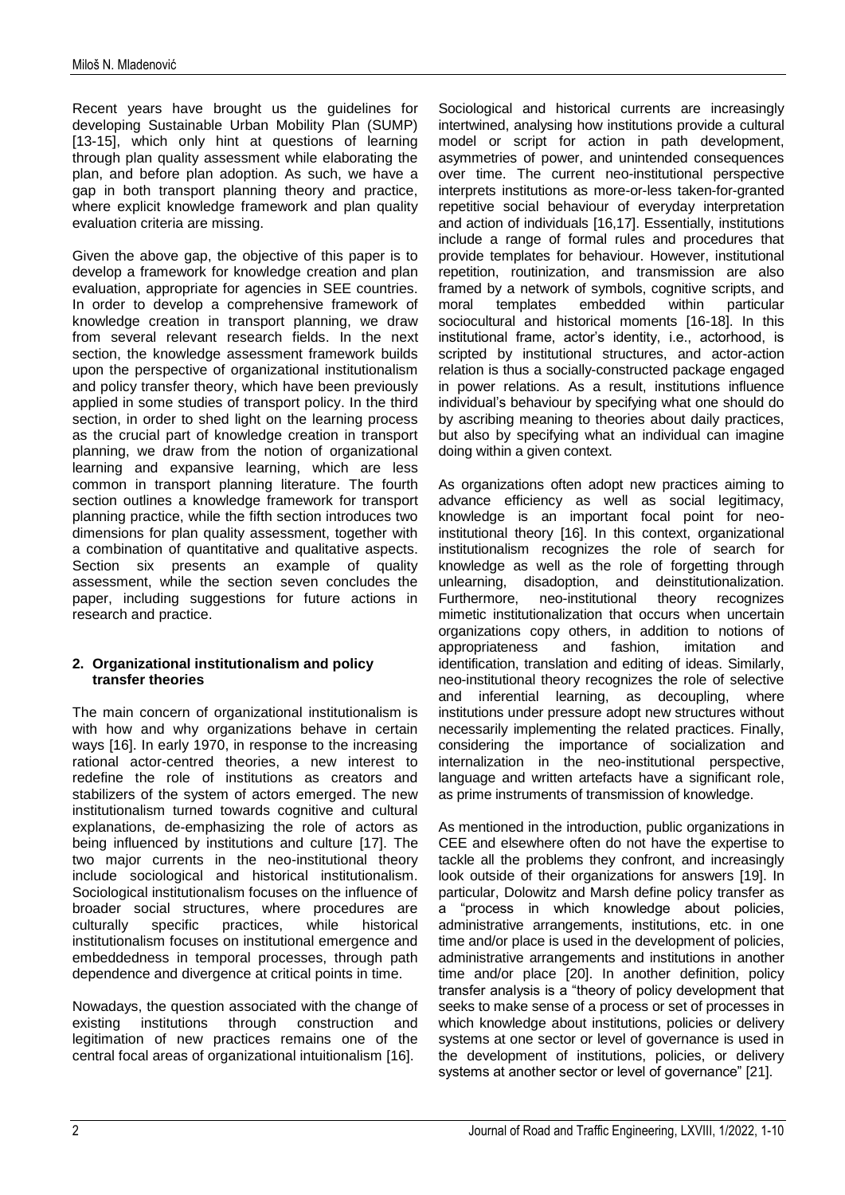Recent years have brought us the guidelines for developing Sustainable Urban Mobility Plan (SUMP) [13-15], which only hint at questions of learning through plan quality assessment while elaborating the plan, and before plan adoption. As such, we have a gap in both transport planning theory and practice, where explicit knowledge framework and plan quality evaluation criteria are missing.

Given the above gap, the objective of this paper is to develop a framework for knowledge creation and plan evaluation, appropriate for agencies in SEE countries. In order to develop a comprehensive framework of knowledge creation in transport planning, we draw from several relevant research fields. In the next section, the knowledge assessment framework builds upon the perspective of organizational institutionalism and policy transfer theory, which have been previously applied in some studies of transport policy. In the third section, in order to shed light on the learning process as the crucial part of knowledge creation in transport planning, we draw from the notion of organizational learning and expansive learning, which are less common in transport planning literature. The fourth section outlines a knowledge framework for transport planning practice, while the fifth section introduces two dimensions for plan quality assessment, together with a combination of quantitative and qualitative aspects. Section six presents an example of quality assessment, while the section seven concludes the paper, including suggestions for future actions in research and practice.

## 2. Organizational institutionalism and policy transfer theories

The main concern of organizational institutionalism is with how and why organizations behave in certain ways [16]. In early 1970, in response to the increasing rational actor-centred theories, a new interest to redefine the role of institutions as creators and stabilizers of the system of actors emerged. The new institutionalism turned towards cognitive and cultural explanations, de-emphasizing the role of actors as being influenced by institutions and culture [17]. The two major currents in the neo-institutional theory include sociological and historical institutionalism. Sociological institutionalism focuses on the influence of broader social structures, where procedures are culturally specific practices, while historical institutionalism focuses on institutional emergence and embeddedness in temporal processes, through path dependence and divergence at critical points in time.

Nowadays, the question associated with the change of existing institutions through construction and legitimation of new practices remains one of the central focal areas of organizational intuitionalism [16].

Sociological and historical currents are increasingly intertwined, analysing how institutions provide a cultural model or script for action in path development, asymmetries of power, and unintended consequences over time. The current neo-institutional perspective interprets institutions as more-or-less taken-for-granted repetitive social behaviour of everyday interpretation and action of individuals [16,17]. Essentially, institutions include a range of formal rules and procedures that provide templates for behaviour. However, institutional repetition, routinization, and transmission are also framed by a network of symbols, cognitive scripts, and moral templates embedded within particular sociocultural and historical moments [16-18]. In this institutional frame, actor's identity, i.e., actorhood, is scripted by institutional structures, and actor-action relation is thus a socially-constructed package engaged in power relations. As a result, institutions influence individual's behaviour by specifying what one should do by ascribing meaning to theories about daily practices, but also by specifying what an individual can imagine doing within a given context.

As organizations often adopt new practices aiming to advance efficiency as well as social legitimacy, knowledge is an important focal point for neo-institutional theory [16]. In this context, organizational institutionalism recognizes the role of search for knowledge as well as the role of forgetting through unlearning, disadoption, and deinstitutionalization. Furthermore, neo-institutional theory recognizes mimetic institutionalization that occurs when uncertain organizations copy others, in addition to notions of appropriateness and fashion, imitation and identification, translation and editing of ideas. Similarly, neo-institutional theory recognizes the role of selective and inferential learning, as decoupling, where institutions under pressure adopt new structures without necessarily implementing the related practices. Finally, considering the importance of socialization and internalization in the neo-institutional perspective, language and written artefacts have a significant role, as prime instruments of transmission of knowledge.

As mentioned in the introduction, public organizations in CEE and elsewhere often do not have the expertise to tackle all the problems they confront, and increasingly look outside of their organizations for answers [19]. In particular, Dolowitz and Marsh define policy transfer as a "process in which knowledge about policies, administrative arrangements, institutions, etc. in one time and/or place is used in the development of policies, administrative arrangements and institutions in another time and/or place [20]. In another definition, policy transfer analysis is a "theory of policy development that seeks to make sense of a process or set of processes in which knowledge about institutions, policies or delivery systems at one sector or level of governance is used in the development of institutions, policies, or delivery systems at another sector or level of governance" [21].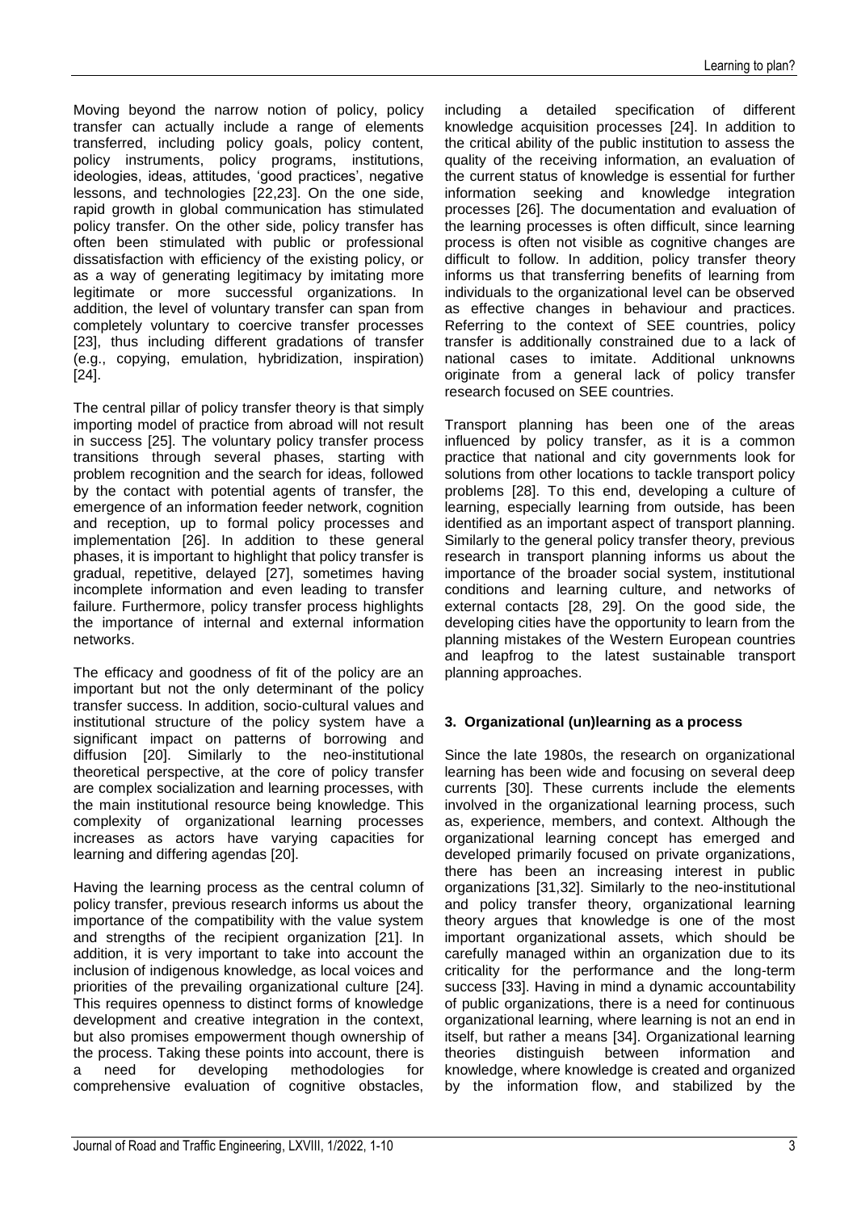Moving beyond the narrow notion of policy, policy transfer can actually include a range of elements transferred, including policy goals, policy content, policy instruments, policy programs, institutions, ideologies, ideas, attitudes, 'good practices', negative lessons, and technologies [22,23]. On the one side, rapid growth in global communication has stimulated policy transfer. On the other side, policy transfer has often been stimulated with public or professional dissatisfaction with efficiency of the existing policy, or as a way of generating legitimacy by imitating more legitimate or more successful organizations. In addition, the level of voluntary transfer can span from completely voluntary to coercive transfer processes [23], thus including different gradations of transfer (e.g., copying, emulation, hybridization, inspiration) [24].

The central pillar of policy transfer theory is that simply importing model of practice from abroad will not result in success [25]. The voluntary policy transfer process transitions through several phases, starting with problem recognition and the search for ideas, followed by the contact with potential agents of transfer, the emergence of an information feeder network, cognition and reception, up to formal policy processes and implementation [26]. In addition to these general phases, it is important to highlight that policy transfer is gradual, repetitive, delayed [27], sometimes having incomplete information and even leading to transfer failure. Furthermore, policy transfer process highlights the importance of internal and external information networks.

The efficacy and goodness of fit of the policy are an important but not the only determinant of the policy transfer success. In addition, socio-cultural values and institutional structure of the policy system have a significant impact on patterns of borrowing and diffusion [20]. Similarly to the neo-institutional theoretical perspective, at the core of policy transfer are complex socialization and learning processes, with the main institutional resource being knowledge. This complexity of organizational learning processes increases as actors have varying capacities for learning and differing agendas [20].

Having the learning process as the central column of policy transfer, previous research informs us about the importance of the compatibility with the value system and strengths of the recipient organization [21]. In addition, it is very important to take into account the inclusion of indigenous knowledge, as local voices and priorities of the prevailing organizational culture [24]. This requires openness to distinct forms of knowledge development and creative integration in the context, but also promises empowerment though ownership of the process. Taking these points into account, there is a need for developing methodologies for comprehensive evaluation of cognitive obstacles, including a detailed specification of different knowledge acquisition processes [24]. In addition to the critical ability of the public institution to assess the quality of the receiving information, an evaluation of the current status of knowledge is essential for further information seeking and knowledge integration processes [26]. The documentation and evaluation of the learning processes is often difficult, since learning process is often not visible as cognitive changes are difficult to follow. In addition, policy transfer theory informs us that transferring benefits of learning from individuals to the organizational level can be observed as effective changes in behaviour and practices. Referring to the context of SEE countries, policy transfer is additionally constrained due to a lack of national cases to imitate. Additional unknowns originate from a general lack of policy transfer research focused on SEE countries.

Transport planning has been one of the areas influenced by policy transfer, as it is a common practice that national and city governments look for solutions from other locations to tackle transport policy problems [28]. To this end, developing a culture of learning, especially learning from outside, has been identified as an important aspect of transport planning. Similarly to the general policy transfer theory, previous research in transport planning informs us about the importance of the broader social system, institutional conditions and learning culture, and networks of external contacts [28, 29]. On the good side, the developing cities have the opportunity to learn from the planning mistakes of the Western European countries and leapfrog to the latest sustainable transport planning approaches.

## 3. Organizational (un)learning as a process

Since the late 1980s, the research on organizational learning has been wide and focusing on several deep currents [30]. These currents include the elements involved in the organizational learning process, such as, experience, members, and context. Although the organizational learning concept has emerged and developed primarily focused on private organizations, there has been an increasing interest in public organizations [31,32]. Similarly to the neo-institutional and policy transfer theory, organizational learning theory argues that knowledge is one of the most important organizational assets, which should be carefully managed within an organization due to its criticality for the performance and the long-term success [33]. Having in mind a dynamic accountability of public organizations, there is a need for continuous organizational learning, where learning is not an end in itself, but rather a means [34]. Organizational learning theories distinguish between information and knowledge, where knowledge is created and organized by the information flow, and stabilized by the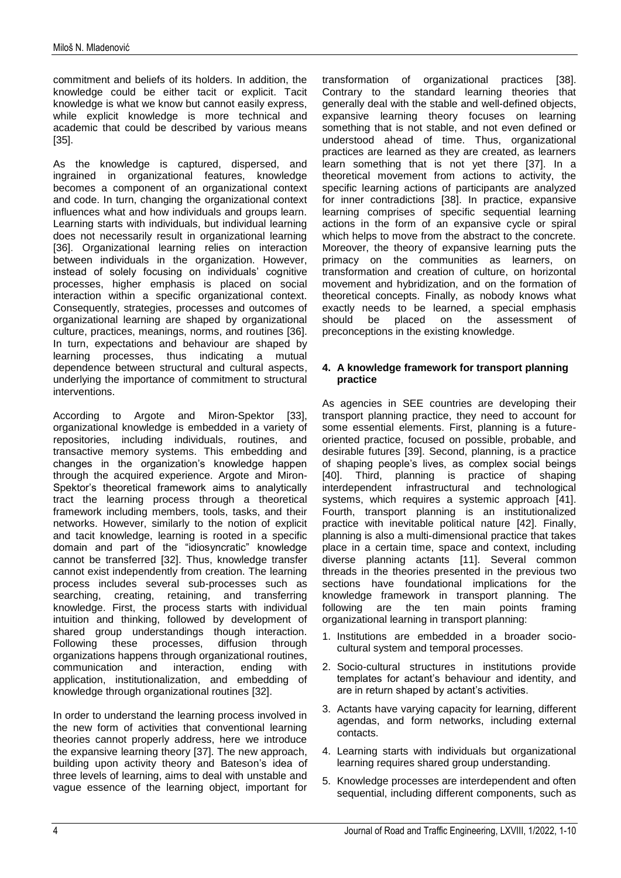commitment and beliefs of its holders. In addition, the knowledge could be either tacit or explicit. Tacit knowledge is what we know but cannot easily express, while explicit knowledge is more technical and academic that could be described by various means [35].

As the knowledge is captured, dispersed, and ingrained in organizational features, knowledge becomes a component of an organizational context and code. In turn, changing the organizational context influences what and how individuals and groups learn. Learning starts with individuals, but individual learning does not necessarily result in organizational learning [36]. Organizational learning relies on interaction between individuals in the organization. However, instead of solely focusing on individuals' cognitive processes, higher emphasis is placed on social interaction within a specific organizational context. Consequently, strategies, processes and outcomes of organizational learning are shaped by organizational culture, practices, meanings, norms, and routines [36]. In turn, expectations and behaviour are shaped by learning processes, thus indicating a mutual dependence between structural and cultural aspects, underlying the importance of commitment to structural interventions.

According to Argote and Miron-Spektor [33], organizational knowledge is embedded in a variety of repositories, including individuals, routines, and transactive memory systems. This embedding and changes in the organization's knowledge happen through the acquired experience. Argote and Miron-Spektor's theoretical framework aims to analytically tract the learning process through a theoretical framework including members, tools, tasks, and their networks. However, similarly to the notion of explicit and tacit knowledge, learning is rooted in a specific domain and part of the "idiosyncratic" knowledge cannot be transferred [32]. Thus, knowledge transfer cannot exist independently from creation. The learning process includes several sub-processes such as searching, creating, retaining, and transferring knowledge. First, the process starts with individual intuition and thinking, followed by development of shared group understandings though interaction. Following these processes, diffusion through organizations happens through organizational routines, communication and interaction, ending with application, institutionalization, and embedding of knowledge through organizational routines [32].

In order to understand the learning process involved in the new form of activities that conventional learning theories cannot properly address, here we introduce the expansive learning theory [37]. The new approach, building upon activity theory and Bateson's idea of three levels of learning, aims to deal with unstable and vague essence of the learning object, important for transformation of organizational practices [38]. Contrary to the standard learning theories that generally deal with the stable and well-defined objects, expansive learning theory focuses on learning something that is not stable, and not even defined or understood ahead of time. Thus, organizational practices are learned as they are created, as learners learn something that is not yet there [37]. In a theoretical movement from actions to activity, the specific learning actions of participants are analyzed for inner contradictions [38]. In practice, expansive learning comprises of specific sequential learning actions in the form of an expansive cycle or spiral which helps to move from the abstract to the concrete. Moreover, the theory of expansive learning puts the primacy on the communities as learners, on transformation and creation of culture, on horizontal movement and hybridization, and on the formation of theoretical concepts. Finally, as nobody knows what exactly needs to be learned, a special emphasis should be placed on the assessment of preconceptions in the existing knowledge.

## 4. A knowledge framework for transport planning practice

As agencies in SEE countries are developing their transport planning practice, they need to account for some essential elements. First, planning is a future-oriented practice, focused on possible, probable, and desirable futures [39]. Second, planning, is a practice of shaping people's lives, as complex social beings [40]. Third, planning is practice of shaping interdependent infrastructural and technological systems, which requires a systemic approach [41]. Fourth, transport planning is an institutionalized practice with inevitable political nature [42]. Finally, planning is also a multi-dimensional practice that takes place in a certain time, space and context, including diverse planning actants [11]. Several common threads in the theories presented in the previous two sections have foundational implications for the knowledge framework in transport planning. The following are the ten main points framing organizational learning in transport planning:

1. Institutions are embedded in a broader socio-cultural system and temporal processes.
2. Socio-cultural structures in institutions provide templates for actant's behaviour and identity, and are in return shaped by actant's activities.
3. Actants have varying capacity for learning, different agendas, and form networks, including external contacts.
4. Learning starts with individuals but organizational learning requires shared group understanding.
5. Knowledge processes are interdependent and often sequential, including different components, such as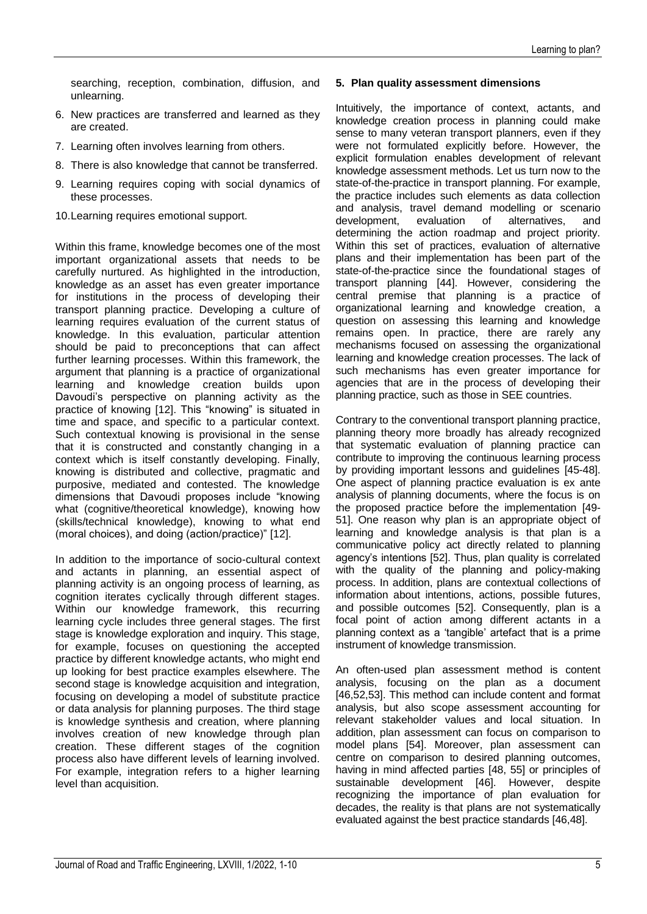searching, reception, combination, diffusion, and unlearning.

6. New practices are transferred and learned as they are created.
7. Learning often involves learning from others.
8. There is also knowledge that cannot be transferred.
9. Learning requires coping with social dynamics of these processes.
10. Learning requires emotional support.

Within this frame, knowledge becomes one of the most important organizational assets that needs to be carefully nurtured. As highlighted in the introduction, knowledge as an asset has even greater importance for institutions in the process of developing their transport planning practice. Developing a culture of learning requires evaluation of the current status of knowledge. In this evaluation, particular attention should be paid to preconceptions that can affect further learning processes. Within this framework, the argument that planning is a practice of organizational learning and knowledge creation builds upon Davoudi's perspective on planning activity as the practice of knowing [12]. This "knowing" is situated in time and space, and specific to a particular context. Such contextual knowing is provisional in the sense that it is constructed and constantly changing in a context which is itself constantly developing. Finally, knowing is distributed and collective, pragmatic and purposive, mediated and contested. The knowledge dimensions that Davoudi proposes include "knowing what (cognitive/theoretical knowledge), knowing how (skills/technical knowledge), knowing to what end (moral choices), and doing (action/practice)" [12].

In addition to the importance of socio-cultural context and actants in planning, an essential aspect of planning activity is an ongoing process of learning, as cognition iterates cyclically through different stages. Within our knowledge framework, this recurring learning cycle includes three general stages. The first stage is knowledge exploration and inquiry. This stage, for example, focuses on questioning the accepted practice by different knowledge actants, who might end up looking for best practice examples elsewhere. The second stage is knowledge acquisition and integration, focusing on developing a model of substitute practice or data analysis for planning purposes. The third stage is knowledge synthesis and creation, where planning involves creation of new knowledge through plan creation. These different stages of the cognition process also have different levels of learning involved. For example, integration refers to a higher learning level than acquisition.

## 5. Plan quality assessment dimensions

Intuitively, the importance of context, actants, and knowledge creation process in planning could make sense to many veteran transport planners, even if they were not formulated explicitly before. However, the explicit formulation enables development of relevant knowledge assessment methods. Let us turn now to the state-of-the-practice in transport planning. For example, the practice includes such elements as data collection and analysis, travel demand modelling or scenario development, evaluation of alternatives, and determining the action roadmap and project priority. Within this set of practices, evaluation of alternative plans and their implementation has been part of the state-of-the-practice since the foundational stages of transport planning [44]. However, considering the central premise that planning is a practice of organizational learning and knowledge creation, a question on assessing this learning and knowledge remains open. In practice, there are rarely any mechanisms focused on assessing the organizational learning and knowledge creation processes. The lack of such mechanisms has even greater importance for agencies that are in the process of developing their planning practice, such as those in SEE countries.

Contrary to the conventional transport planning practice, planning theory more broadly has already recognized that systematic evaluation of planning practice can contribute to improving the continuous learning process by providing important lessons and guidelines [45-48]. One aspect of planning practice evaluation is ex ante analysis of planning documents, where the focus is on the proposed practice before the implementation [49-51]. One reason why plan is an appropriate object of learning and knowledge analysis is that plan is a communicative policy act directly related to planning agency's intentions [52]. Thus, plan quality is correlated with the quality of the planning and policy-making process. In addition, plans are contextual collections of information about intentions, actions, possible futures, and possible outcomes [52]. Consequently, plan is a focal point of action among different actants in a planning context as a 'tangible' artefact that is a prime instrument of knowledge transmission.

An often-used plan assessment method is content analysis, focusing on the plan as a document [46,52,53]. This method can include content and format analysis, but also scope assessment accounting for relevant stakeholder values and local situation. In addition, plan assessment can focus on comparison to model plans [54]. Moreover, plan assessment can centre on comparison to desired planning outcomes, having in mind affected parties [48, 55] or principles of sustainable development [46]. However, despite recognizing the importance of plan evaluation for decades, the reality is that plans are not systematically evaluated against the best practice standards [46,48].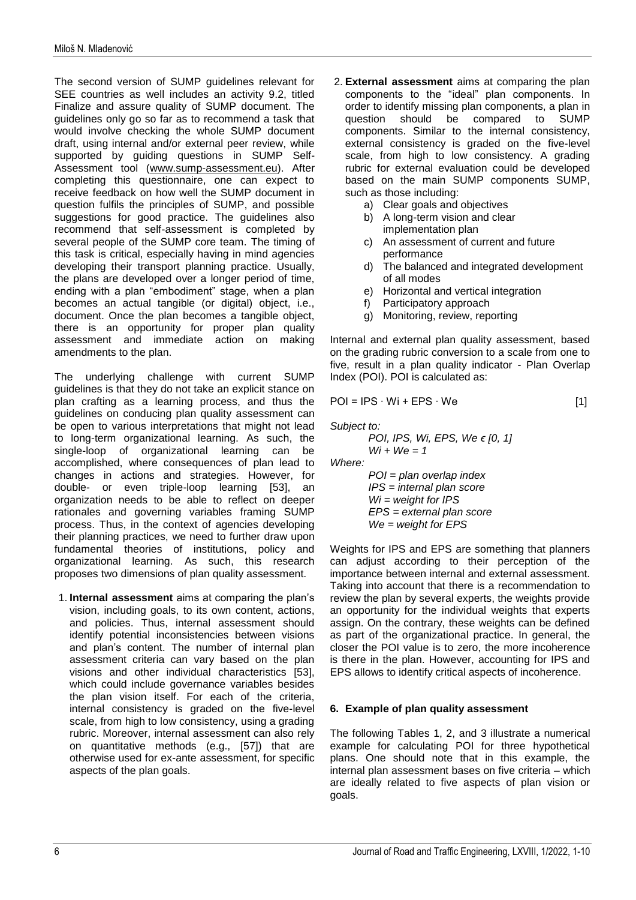The second version of SUMP guidelines relevant for SEE countries as well includes an activity 9.2, titled Finalize and assure quality of SUMP document. The guidelines only go so far as to recommend a task that would involve checking the whole SUMP document draft, using internal and/or external peer review, while supported by guiding questions in SUMP Self-Assessment tool (www.sump-assessment.eu). After completing this questionnaire, one can expect to receive feedback on how well the SUMP document in question fulfils the principles of SUMP, and possible suggestions for good practice. The guidelines also recommend that self-assessment is completed by several people of the SUMP core team. The timing of this task is critical, especially having in mind agencies developing their transport planning practice. Usually, the plans are developed over a longer period of time, ending with a plan "embodiment" stage, when a plan becomes an actual tangible (or digital) object, i.e., document. Once the plan becomes a tangible object, there is an opportunity for proper plan quality assessment and immediate action on making amendments to the plan.

The underlying challenge with current SUMP guidelines is that they do not take an explicit stance on plan crafting as a learning process, and thus the guidelines on conducing plan quality assessment can be open to various interpretations that might not lead to long-term organizational learning. As such, the single-loop of organizational learning can be accomplished, where consequences of plan lead to changes in actions and strategies. However, for double- or even triple-loop learning [53], an organization needs to be able to reflect on deeper rationales and governing variables framing SUMP process. Thus, in the context of agencies developing their planning practices, we need to further draw upon fundamental theories of institutions, policy and organizational learning. As such, this research proposes two dimensions of plan quality assessment.

1. **Internal assessment** aims at comparing the plan's vision, including goals, to its own content, actions, and policies. Thus, internal assessment should identify potential inconsistencies between visions and plan's content. The number of internal plan assessment criteria can vary based on the plan visions and other individual characteristics [53], which could include governance variables besides the plan vision itself. For each of the criteria, internal consistency is graded on the five-level scale, from high to low consistency, using a grading rubric. Moreover, internal assessment can also rely on quantitative methods (e.g., [57]) that are otherwise used for ex-ante assessment, for specific aspects of the plan goals.
2. **External assessment** aims at comparing the plan components to the "ideal" plan components. In order to identify missing plan components, a plan in question should be compared to SUMP components. Similar to the internal consistency, external consistency is graded on the five-level scale, from high to low consistency. A grading rubric for external evaluation could be developed based on the main SUMP components SUMP, such as those including:
   a) Clear goals and objectives
   b) A long-term vision and clear implementation plan
   c) An assessment of current and future performance
   d) The balanced and integrated development of all modes
   e) Horizontal and vertical integration
   f) Participatory approach
   g) Monitoring, review, reporting

Internal and external plan quality assessment, based on the grading rubric conversion to a scale from one to five, result in a plan quality indicator - Plan Overlap Index (POI). POI is calculated as:

$$POI = IPS \cdot Wi + EPS \cdot We \qquad [1]$$

*Subject to:*

$$POI, IPS, Wi, EPS, We \in [0, 1]$$

$$Wi + We = 1$$

*Where:*

*POI = plan overlap index*
*IPS = internal plan score*
*Wi = weight for IPS*
*EPS = external plan score*
*We = weight for EPS*

Weights for IPS and EPS are something that planners can adjust according to their perception of the importance between internal and external assessment. Taking into account that there is a recommendation to review the plan by several experts, the weights provide an opportunity for the individual weights that experts assign. On the contrary, these weights can be defined as part of the organizational practice. In general, the closer the POI value is to zero, the more incoherence is there in the plan. However, accounting for IPS and EPS allows to identify critical aspects of incoherence.

## 6. Example of plan quality assessment

The following Tables 1, 2, and 3 illustrate a numerical example for calculating POI for three hypothetical plans. One should note that in this example, the internal plan assessment bases on five criteria – which are ideally related to five aspects of plan vision or goals.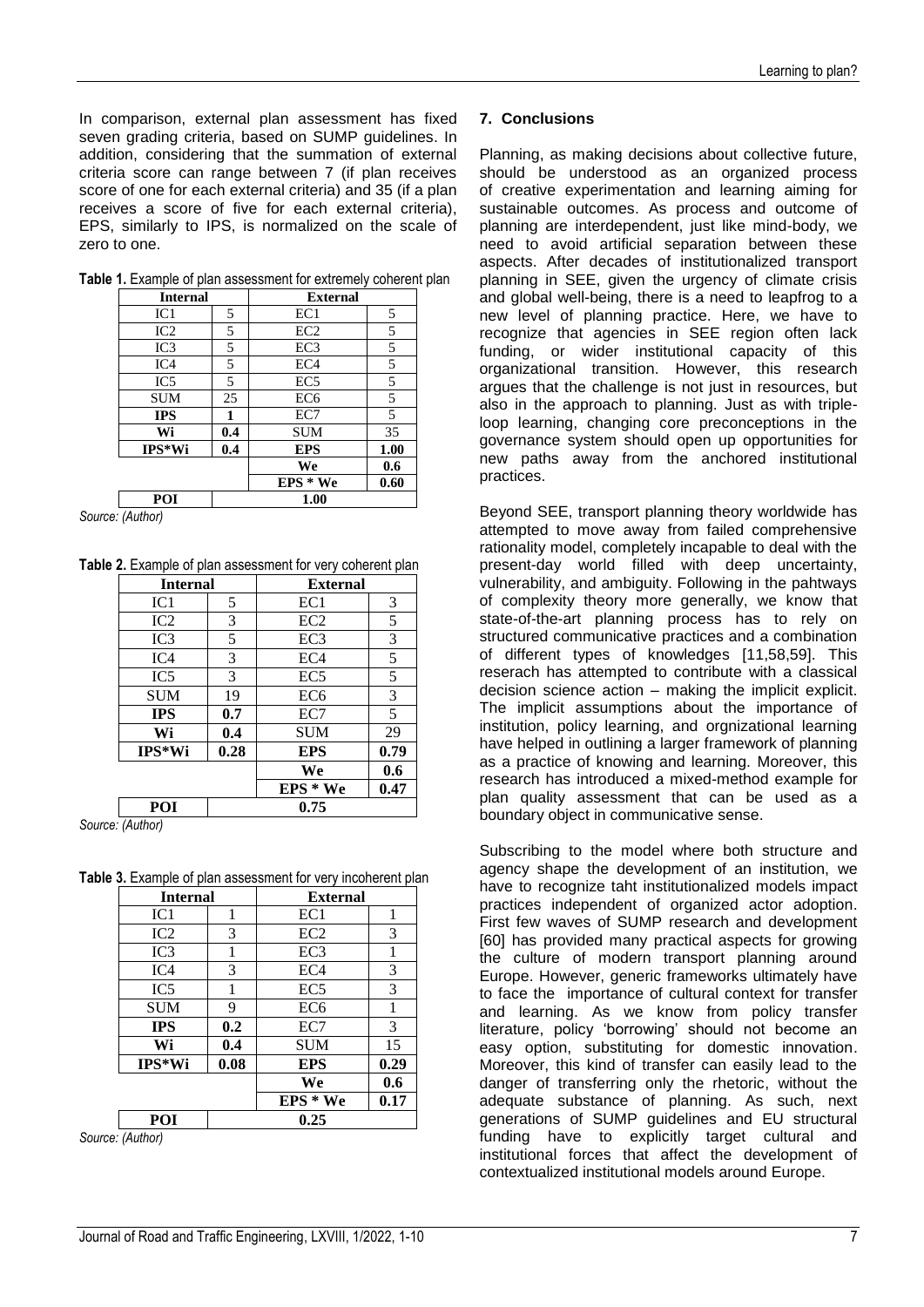In comparison, external plan assessment has fixed seven grading criteria, based on SUMP guidelines. In addition, considering that the summation of external criteria score can range between 7 (if plan receives score of one for each external criteria) and 35 (if a plan receives a score of five for each external criteria), EPS, similarly to IPS, is normalized on the scale of zero to one.

**Table 1.** Example of plan assessment for extremely coherent plan

| Internal | | External | |
|---|---|---|---|
| IC1 | 5 | EC1 | 5 |
| IC2 | 5 | EC2 | 5 |
| IC3 | 5 | EC3 | 5 |
| IC4 | 5 | EC4 | 5 |
| IC5 | 5 | EC5 | 5 |
| SUM | 25 | EC6 | 5 |
| **IPS** | **1** | EC7 | 5 |
| **Wi** | **0.4** | SUM | 35 |
| **IPS*Wi** | **0.4** | **EPS** | **1.00** |
| | | **We** | **0.6** |
| | | **EPS * We** | **0.60** |
| **POI** | **1.00** | | |

*Source: (Author)*

**Table 2.** Example of plan assessment for very coherent plan

| Internal | | External | |
|---|---|---|---|
| IC1 | 5 | EC1 | 3 |
| IC2 | 3 | EC2 | 5 |
| IC3 | 5 | EC3 | 3 |
| IC4 | 3 | EC4 | 5 |
| IC5 | 3 | EC5 | 5 |
| SUM | 19 | EC6 | 3 |
| **IPS** | **0.7** | EC7 | 5 |
| **Wi** | **0.4** | SUM | 29 |
| **IPS*Wi** | **0.28** | **EPS** | **0.79** |
| | | **We** | **0.6** |
| | | **EPS * We** | **0.47** |
| **POI** | **0.75** | | |

*Source: (Author)*

**Table 3.** Example of plan assessment for very incoherent plan

| Internal | | External | |
|---|---|---|---|
| IC1 | 1 | EC1 | 1 |
| IC2 | 3 | EC2 | 3 |
| IC3 | 1 | EC3 | 1 |
| IC4 | 3 | EC4 | 3 |
| IC5 | 1 | EC5 | 3 |
| SUM | 9 | EC6 | 1 |
| **IPS** | **0.2** | EC7 | 3 |
| **Wi** | **0.4** | SUM | 15 |
| **IPS*Wi** | **0.08** | **EPS** | **0.29** |
| | | **We** | **0.6** |
| | | **EPS * We** | **0.17** |
| **POI** | **0.25** | | |

*Source: (Author)*

## 7. Conclusions

Planning, as making decisions about collective future, should be understood as an organized process of creative experimentation and learning aiming for sustainable outcomes. As process and outcome of planning are interdependent, just like mind-body, we need to avoid artificial separation between these aspects. After decades of institutionalized transport planning in SEE, given the urgency of climate crisis and global well-being, there is a need to leapfrog to a new level of planning practice. Here, we have to recognize that agencies in SEE region often lack funding, or wider institutional capacity of this organizational transition. However, this research argues that the challenge is not just in resources, but also in the approach to planning. Just as with triple-loop learning, changing core preconceptions in the governance system should open up opportunities for new paths away from the anchored institutional practices.

Beyond SEE, transport planning theory worldwide has attempted to move away from failed comprehensive rationality model, completely incapable to deal with the present-day world filled with deep uncertainty, vulnerability, and ambiguity. Following in the pahtways of complexity theory more generally, we know that state-of-the-art planning process has to rely on structured communicative practices and a combination of different types of knowledges [11,58,59]. This reserach has attempted to contribute with a classical decision science action – making the implicit explicit. The implicit assumptions about the importance of institution, policy learning, and orgnizational learning have helped in outlining a larger framework of planning as a practice of knowing and learning. Moreover, this research has introduced a mixed-method example for plan quality assessment that can be used as a boundary object in communicative sense.

Subscribing to the model where both structure and agency shape the development of an institution, we have to recognize taht institutionalized models impact practices independent of organized actor adoption. First few waves of SUMP research and development [60] has provided many practical aspects for growing the culture of modern transport planning around Europe. However, generic frameworks ultimately have to face the importance of cultural context for transfer and learning. As we know from policy transfer literature, policy 'borrowing' should not become an easy option, substituting for domestic innovation. Moreover, this kind of transfer can easily lead to the danger of transferring only the rhetoric, without the adequate substance of planning. As such, next generations of SUMP guidelines and EU structural funding have to explicitly target cultural and institutional forces that affect the development of contextualized institutional models around Europe.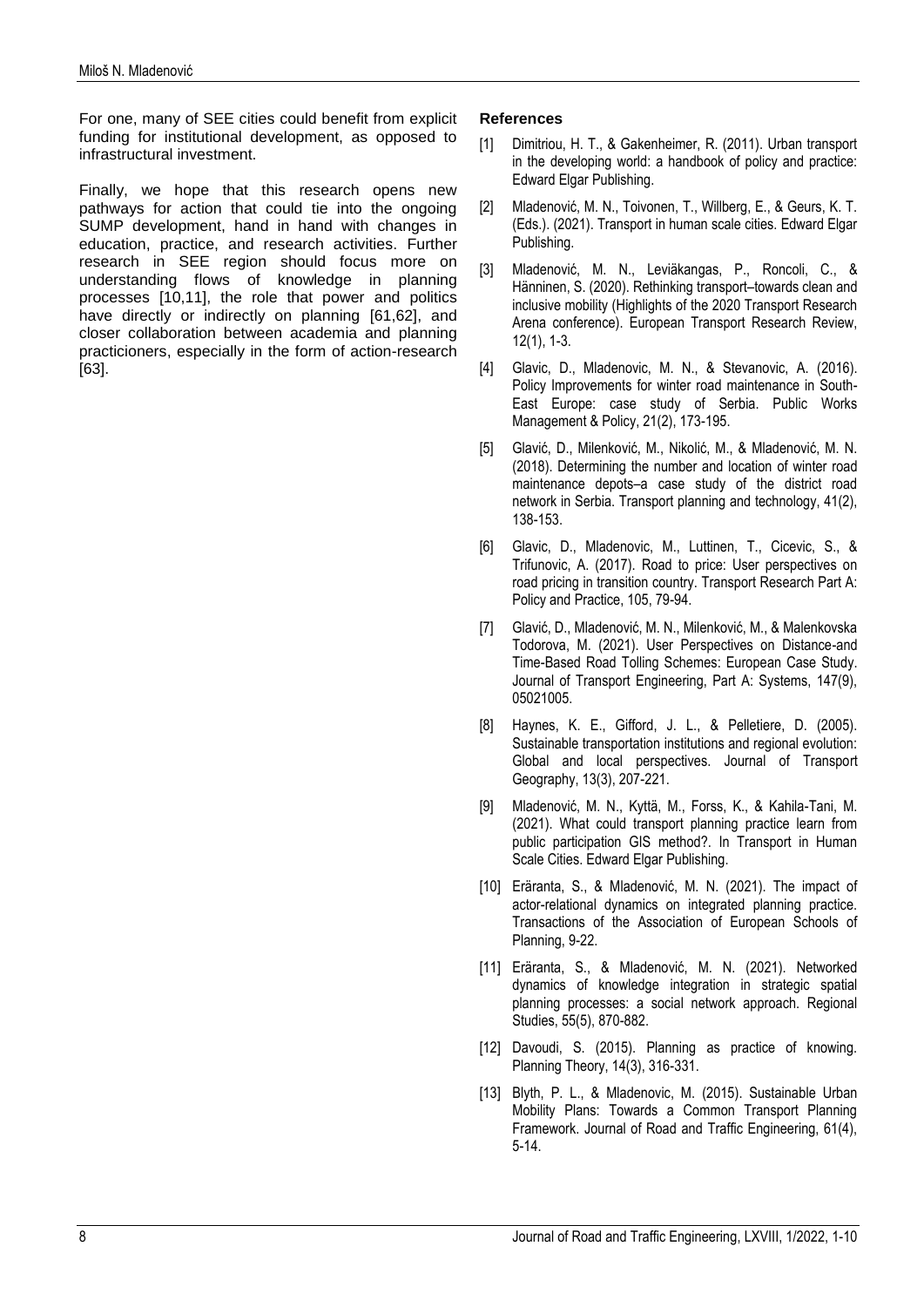For one, many of SEE cities could benefit from explicit funding for institutional development, as opposed to infrastructural investment.

Finally, we hope that this research opens new pathways for action that could tie into the ongoing SUMP development, hand in hand with changes in education, practice, and research activities. Further research in SEE region should focus more on understanding flows of knowledge in planning processes [10,11], the role that power and politics have directly or indirectly on planning [61,62], and closer collaboration between academia and planning practicioners, especially in the form of action-research [63].

**References**

[1] Dimitriou, H. T., & Gakenheimer, R. (2011). Urban transport in the developing world: a handbook of policy and practice: Edward Elgar Publishing.

[2] Mladenović, M. N., Toivonen, T., Willberg, E., & Geurs, K. T. (Eds.). (2021). Transport in human scale cities. Edward Elgar Publishing.

[3] Mladenović, M. N., Leviäkangas, P., Roncoli, C., & Hänninen, S. (2020). Rethinking transport–towards clean and inclusive mobility (Highlights of the 2020 Transport Research Arena conference). European Transport Research Review, 12(1), 1-3.

[4] Glavic, D., Mladenovic, M. N., & Stevanovic, A. (2016). Policy Improvements for winter road maintenance in South-East Europe: case study of Serbia. Public Works Management & Policy, 21(2), 173-195.

[5] Glavić, D., Milenković, M., Nikolić, M., & Mladenović, M. N. (2018). Determining the number and location of winter road maintenance depots–a case study of the district road network in Serbia. Transport planning and technology, 41(2), 138-153.

[6] Glavic, D., Mladenovic, M., Luttinen, T., Cicevic, S., & Trifunovic, A. (2017). Road to price: User perspectives on road pricing in transition country. Transport Research Part A: Policy and Practice, 105, 79-94.

[7] Glavić, D., Mladenović, M. N., Milenković, M., & Malenkovska Todorova, M. (2021). User Perspectives on Distance-and Time-Based Road Tolling Schemes: European Case Study. Journal of Transport Engineering, Part A: Systems, 147(9), 05021005.

[8] Haynes, K. E., Gifford, J. L., & Pelletiere, D. (2005). Sustainable transportation institutions and regional evolution: Global and local perspectives. Journal of Transport Geography, 13(3), 207-221.

[9] Mladenović, M. N., Kyttä, M., Forss, K., & Kahila-Tani, M. (2021). What could transport planning practice learn from public participation GIS method?. In Transport in Human Scale Cities. Edward Elgar Publishing.

[10] Eräranta, S., & Mladenović, M. N. (2021). The impact of actor-relational dynamics on integrated planning practice. Transactions of the Association of European Schools of Planning, 9-22.

[11] Eräranta, S., & Mladenović, M. N. (2021). Networked dynamics of knowledge integration in strategic spatial planning processes: a social network approach. Regional Studies, 55(5), 870-882.

[12] Davoudi, S. (2015). Planning as practice of knowing. Planning Theory, 14(3), 316-331.

[13] Blyth, P. L., & Mladenovic, M. (2015). Sustainable Urban Mobility Plans: Towards a Common Transport Planning Framework. Journal of Road and Traffic Engineering, 61(4), 5-14.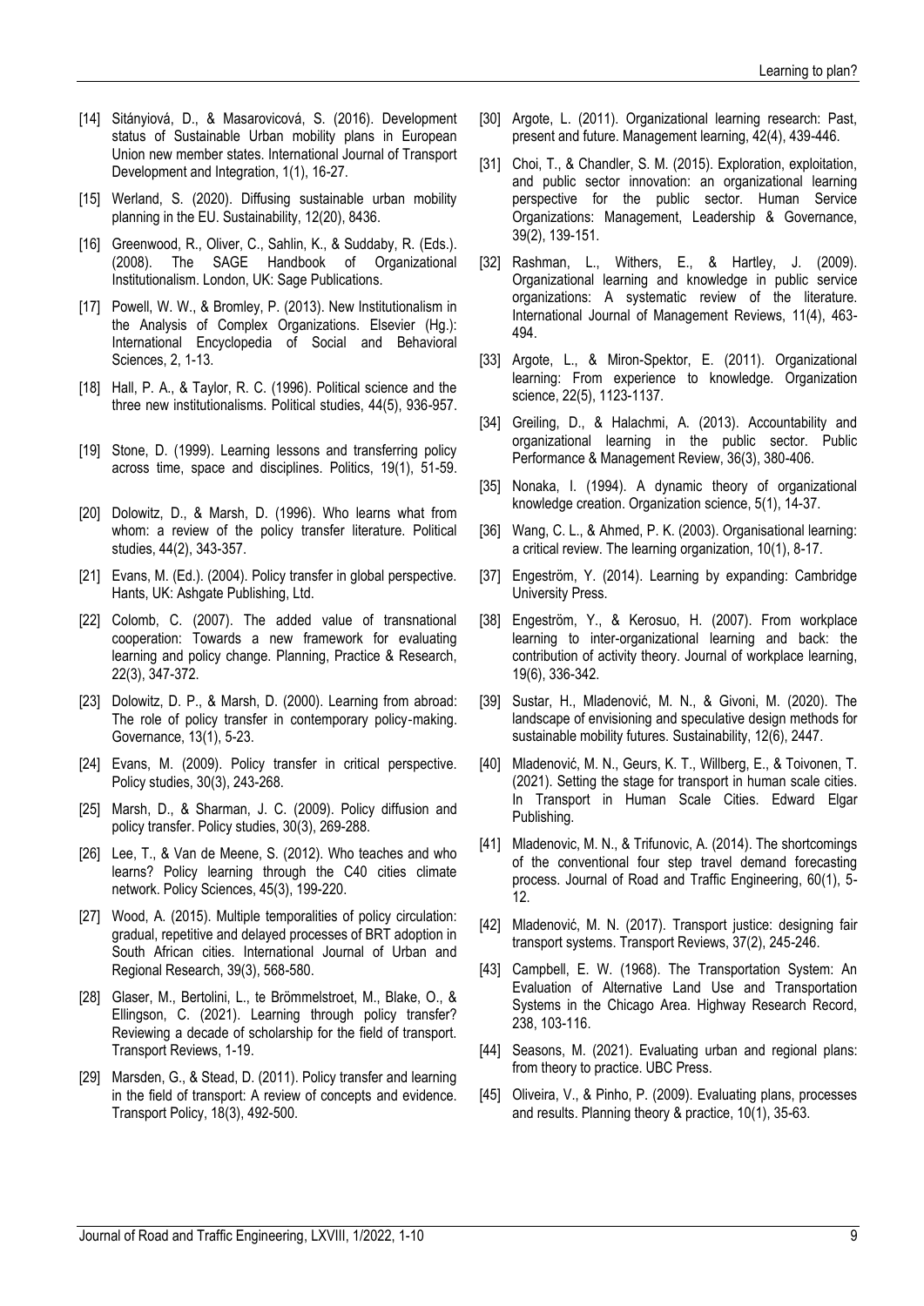[14] Sitányiová, D., & Masarovicová, S. (2016). Development status of Sustainable Urban mobility plans in European Union new member states. International Journal of Transport Development and Integration, 1(1), 16-27.

[15] Werland, S. (2020). Diffusing sustainable urban mobility planning in the EU. Sustainability, 12(20), 8436.

[16] Greenwood, R., Oliver, C., Sahlin, K., & Suddaby, R. (Eds.). (2008). The SAGE Handbook of Organizational Institutionalism. London, UK: Sage Publications.

[17] Powell, W. W., & Bromley, P. (2013). New Institutionalism in the Analysis of Complex Organizations. Elsevier (Hg.): International Encyclopedia of Social and Behavioral Sciences, 2, 1-13.

[18] Hall, P. A., & Taylor, R. C. (1996). Political science and the three new institutionalisms. Political studies, 44(5), 936-957.

[19] Stone, D. (1999). Learning lessons and transferring policy across time, space and disciplines. Politics, 19(1), 51-59.

[20] Dolowitz, D., & Marsh, D. (1996). Who learns what from whom: a review of the policy transfer literature. Political studies, 44(2), 343-357.

[21] Evans, M. (Ed.). (2004). Policy transfer in global perspective. Hants, UK: Ashgate Publishing, Ltd.

[22] Colomb, C. (2007). The added value of transnational cooperation: Towards a new framework for evaluating learning and policy change. Planning, Practice & Research, 22(3), 347-372.

[23] Dolowitz, D. P., & Marsh, D. (2000). Learning from abroad: The role of policy transfer in contemporary policy-making. Governance, 13(1), 5-23.

[24] Evans, M. (2009). Policy transfer in critical perspective. Policy studies, 30(3), 243-268.

[25] Marsh, D., & Sharman, J. C. (2009). Policy diffusion and policy transfer. Policy studies, 30(3), 269-288.

[26] Lee, T., & Van de Meene, S. (2012). Who teaches and who learns? Policy learning through the C40 cities climate network. Policy Sciences, 45(3), 199-220.

[27] Wood, A. (2015). Multiple temporalities of policy circulation: gradual, repetitive and delayed processes of BRT adoption in South African cities. International Journal of Urban and Regional Research, 39(3), 568-580.

[28] Glaser, M., Bertolini, L., te Brömmelstroet, M., Blake, O., & Ellingson, C. (2021). Learning through policy transfer? Reviewing a decade of scholarship for the field of transport. Transport Reviews, 1-19.

[29] Marsden, G., & Stead, D. (2011). Policy transfer and learning in the field of transport: A review of concepts and evidence. Transport Policy, 18(3), 492-500.

[30] Argote, L. (2011). Organizational learning research: Past, present and future. Management learning, 42(4), 439-446.

[31] Choi, T., & Chandler, S. M. (2015). Exploration, exploitation, and public sector innovation: an organizational learning perspective for the public sector. Human Service Organizations: Management, Leadership & Governance, 39(2), 139-151.

[32] Rashman, L., Withers, E., & Hartley, J. (2009). Organizational learning and knowledge in public service organizations: A systematic review of the literature. International Journal of Management Reviews, 11(4), 463-494.

[33] Argote, L., & Miron-Spektor, E. (2011). Organizational learning: From experience to knowledge. Organization science, 22(5), 1123-1137.

[34] Greiling, D., & Halachmi, A. (2013). Accountability and organizational learning in the public sector. Public Performance & Management Review, 36(3), 380-406.

[35] Nonaka, I. (1994). A dynamic theory of organizational knowledge creation. Organization science, 5(1), 14-37.

[36] Wang, C. L., & Ahmed, P. K. (2003). Organisational learning: a critical review. The learning organization, 10(1), 8-17.

[37] Engeström, Y. (2014). Learning by expanding: Cambridge University Press.

[38] Engeström, Y., & Kerosuo, H. (2007). From workplace learning to inter-organizational learning and back: the contribution of activity theory. Journal of workplace learning, 19(6), 336-342.

[39] Sustar, H., Mladenović, M. N., & Givoni, M. (2020). The landscape of envisioning and speculative design methods for sustainable mobility futures. Sustainability, 12(6), 2447.

[40] Mladenović, M. N., Geurs, K. T., Willberg, E., & Toivonen, T. (2021). Setting the stage for transport in human scale cities. In Transport in Human Scale Cities. Edward Elgar Publishing.

[41] Mladenovic, M. N., & Trifunovic, A. (2014). The shortcomings of the conventional four step travel demand forecasting process. Journal of Road and Traffic Engineering, 60(1), 5-12.

[42] Mladenović, M. N. (2017). Transport justice: designing fair transport systems. Transport Reviews, 37(2), 245-246.

[43] Campbell, E. W. (1968). The Transportation System: An Evaluation of Alternative Land Use and Transportation Systems in the Chicago Area. Highway Research Record, 238, 103-116.

[44] Seasons, M. (2021). Evaluating urban and regional plans: from theory to practice. UBC Press.

[45] Oliveira, V., & Pinho, P. (2009). Evaluating plans, processes and results. Planning theory & practice, 10(1), 35-63.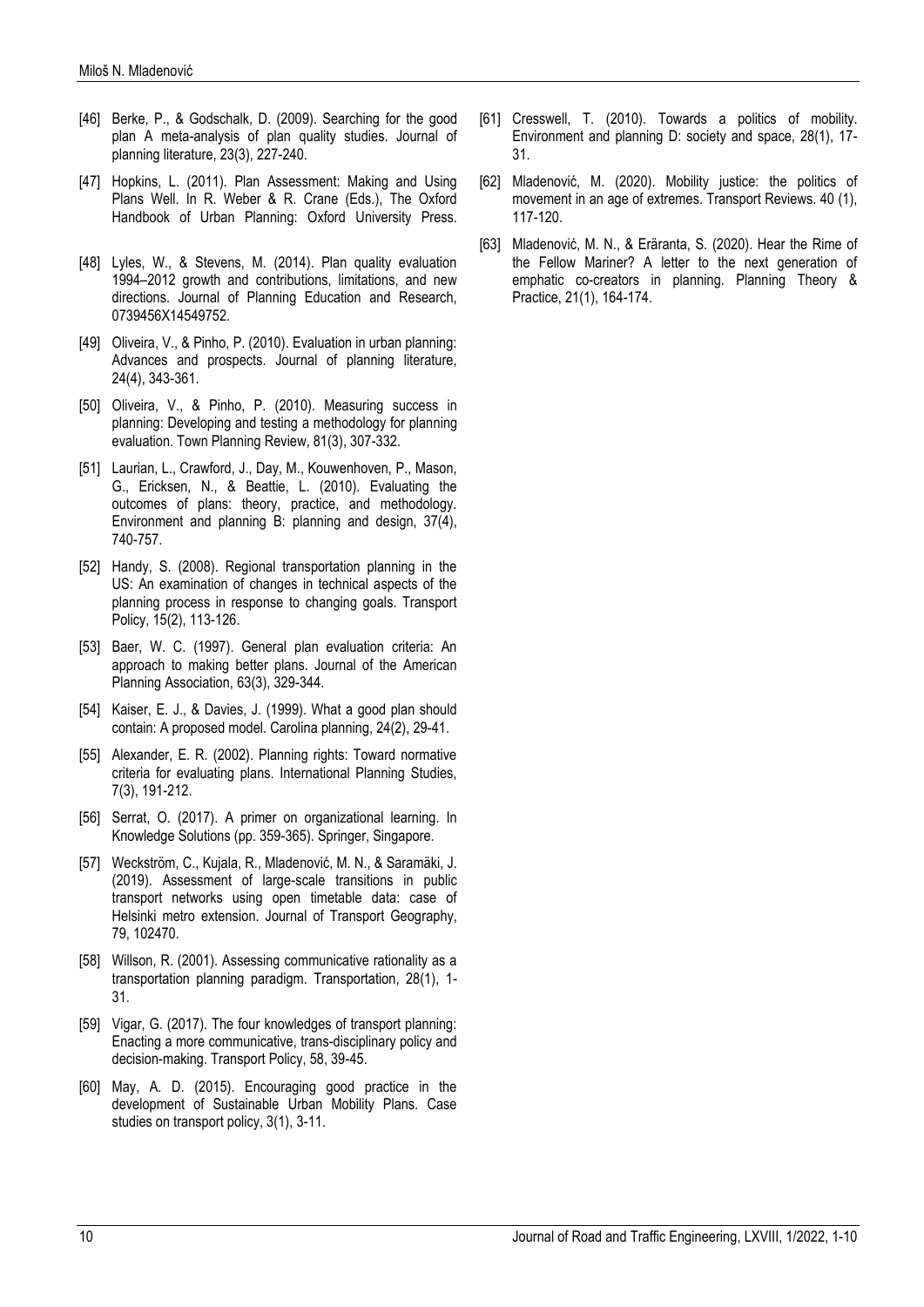[46] Berke, P., & Godschalk, D. (2009). Searching for the good plan A meta-analysis of plan quality studies. Journal of planning literature, 23(3), 227-240.

[47] Hopkins, L. (2011). Plan Assessment: Making and Using Plans Well. In R. Weber & R. Crane (Eds.), The Oxford Handbook of Urban Planning: Oxford University Press.

[48] Lyles, W., & Stevens, M. (2014). Plan quality evaluation 1994–2012 growth and contributions, limitations, and new directions. Journal of Planning Education and Research, 0739456X14549752.

[49] Oliveira, V., & Pinho, P. (2010). Evaluation in urban planning: Advances and prospects. Journal of planning literature, 24(4), 343-361.

[50] Oliveira, V., & Pinho, P. (2010). Measuring success in planning: Developing and testing a methodology for planning evaluation. Town Planning Review, 81(3), 307-332.

[51] Laurian, L., Crawford, J., Day, M., Kouwenhoven, P., Mason, G., Ericksen, N., & Beattie, L. (2010). Evaluating the outcomes of plans: theory, practice, and methodology. Environment and planning B: planning and design, 37(4), 740-757.

[52] Handy, S. (2008). Regional transportation planning in the US: An examination of changes in technical aspects of the planning process in response to changing goals. Transport Policy, 15(2), 113-126.

[53] Baer, W. C. (1997). General plan evaluation criteria: An approach to making better plans. Journal of the American Planning Association, 63(3), 329-344.

[54] Kaiser, E. J., & Davies, J. (1999). What a good plan should contain: A proposed model. Carolina planning, 24(2), 29-41.

[55] Alexander, E. R. (2002). Planning rights: Toward normative criteria for evaluating plans. International Planning Studies, 7(3), 191-212.

[56] Serrat, O. (2017). A primer on organizational learning. In Knowledge Solutions (pp. 359-365). Springer, Singapore.

[57] Weckström, C., Kujala, R., Mladenović, M. N., & Saramäki, J. (2019). Assessment of large-scale transitions in public transport networks using open timetable data: case of Helsinki metro extension. Journal of Transport Geography, 79, 102470.

[58] Willson, R. (2001). Assessing communicative rationality as a transportation planning paradigm. Transportation, 28(1), 1-31.

[59] Vigar, G. (2017). The four knowledges of transport planning: Enacting a more communicative, trans-disciplinary policy and decision-making. Transport Policy, 58, 39-45.

[60] May, A. D. (2015). Encouraging good practice in the development of Sustainable Urban Mobility Plans. Case studies on transport policy, 3(1), 3-11.

[61] Cresswell, T. (2010). Towards a politics of mobility. Environment and planning D: society and space, 28(1), 17-31.

[62] Mladenović, M. (2020). Mobility justice: the politics of movement in an age of extremes. Transport Reviews. 40 (1), 117-120.

[63] Mladenović, M. N., & Eräranta, S. (2020). Hear the Rime of the Fellow Mariner? A letter to the next generation of emphatic co-creators in planning. Planning Theory & Practice, 21(1), 164-174.